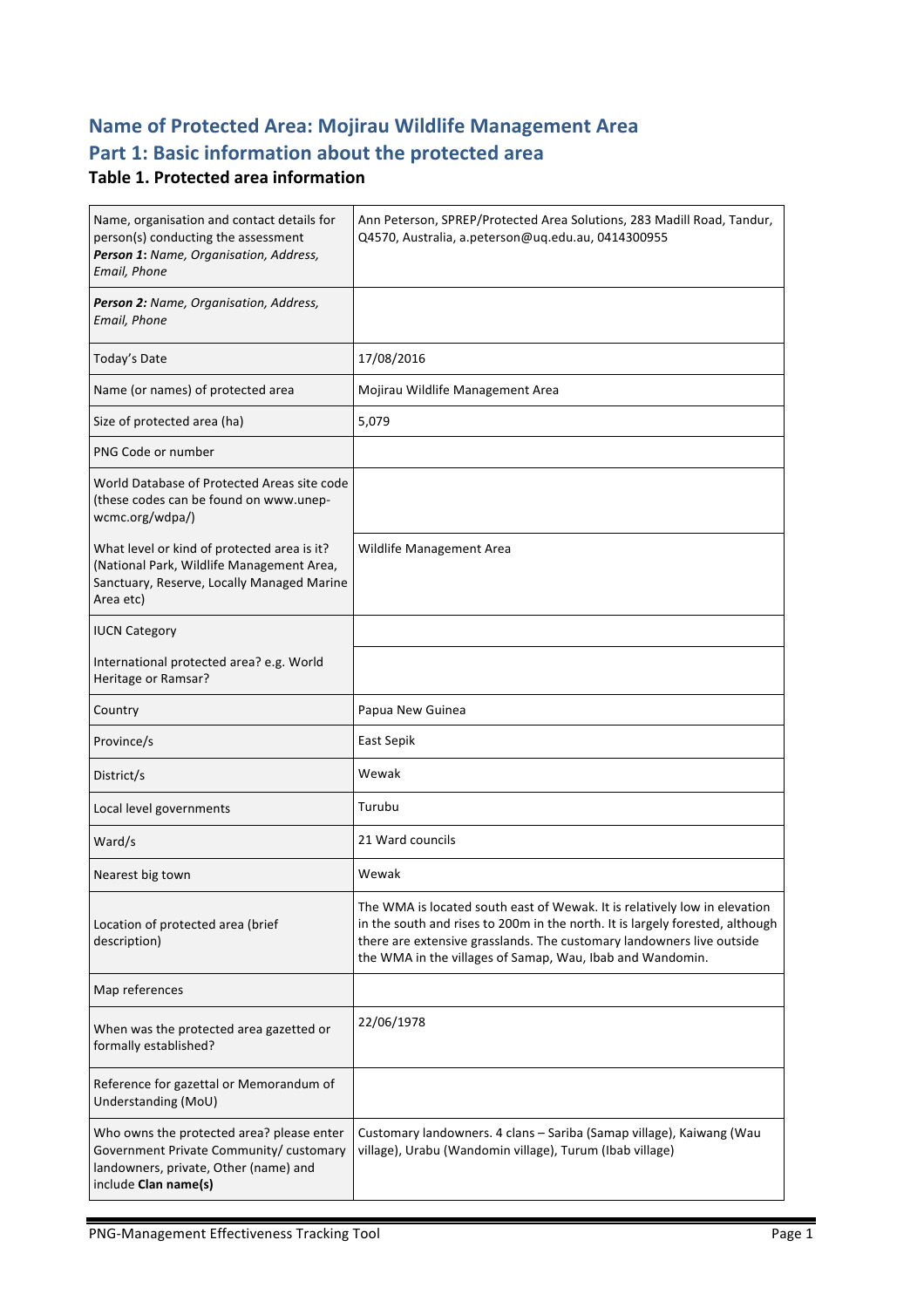# Name of Protected Area: Mojirau Wildlife Management Area

## Part 1: Basic information about the protected area

### Table 1. Protected area information

| | |
|---|---|
| Name, organisation and contact details for person(s) conducting the assessment<br>***Person 1**: Name, Organisation, Address, Email, Phone* | Ann Peterson, SPREP/Protected Area Solutions, 283 Madill Road, Tandur, Q4570, Australia, a.peterson@uq.edu.au, 0414300955 |
| ***Person 2:** Name, Organisation, Address, Email, Phone* | |
| Today's Date | 17/08/2016 |
| Name (or names) of protected area | Mojirau Wildlife Management Area |
| Size of protected area (ha) | 5,079 |
| PNG Code or number | |
| World Database of Protected Areas site code (these codes can be found on www.unep-wcmc.org/wdpa/) | |
| What level or kind of protected area is it? (National Park, Wildlife Management Area, Sanctuary, Reserve, Locally Managed Marine Area etc) | Wildlife Management Area |
| IUCN Category | |
| International protected area? e.g. World Heritage or Ramsar? | |
| Country | Papua New Guinea |
| Province/s | East Sepik |
| District/s | Wewak |
| Local level governments | Turubu |
| Ward/s | 21 Ward councils |
| Nearest big town | Wewak |
| Location of protected area (brief description) | The WMA is located south east of Wewak. It is relatively low in elevation in the south and rises to 200m in the north. It is largely forested, although there are extensive grasslands. The customary landowners live outside the WMA in the villages of Samap, Wau, Ibab and Wandomin. |
| Map references | |
| When was the protected area gazetted or formally established? | 22/06/1978 |
| Reference for gazettal or Memorandum of Understanding (MoU) | |
| Who owns the protected area? please enter Government Private Community/ customary landowners, private, Other (name) and include **Clan name(s)** | Customary landowners. 4 clans – Sariba (Samap village), Kaiwang (Wau village), Urabu (Wandomin village), Turum (Ibab village) |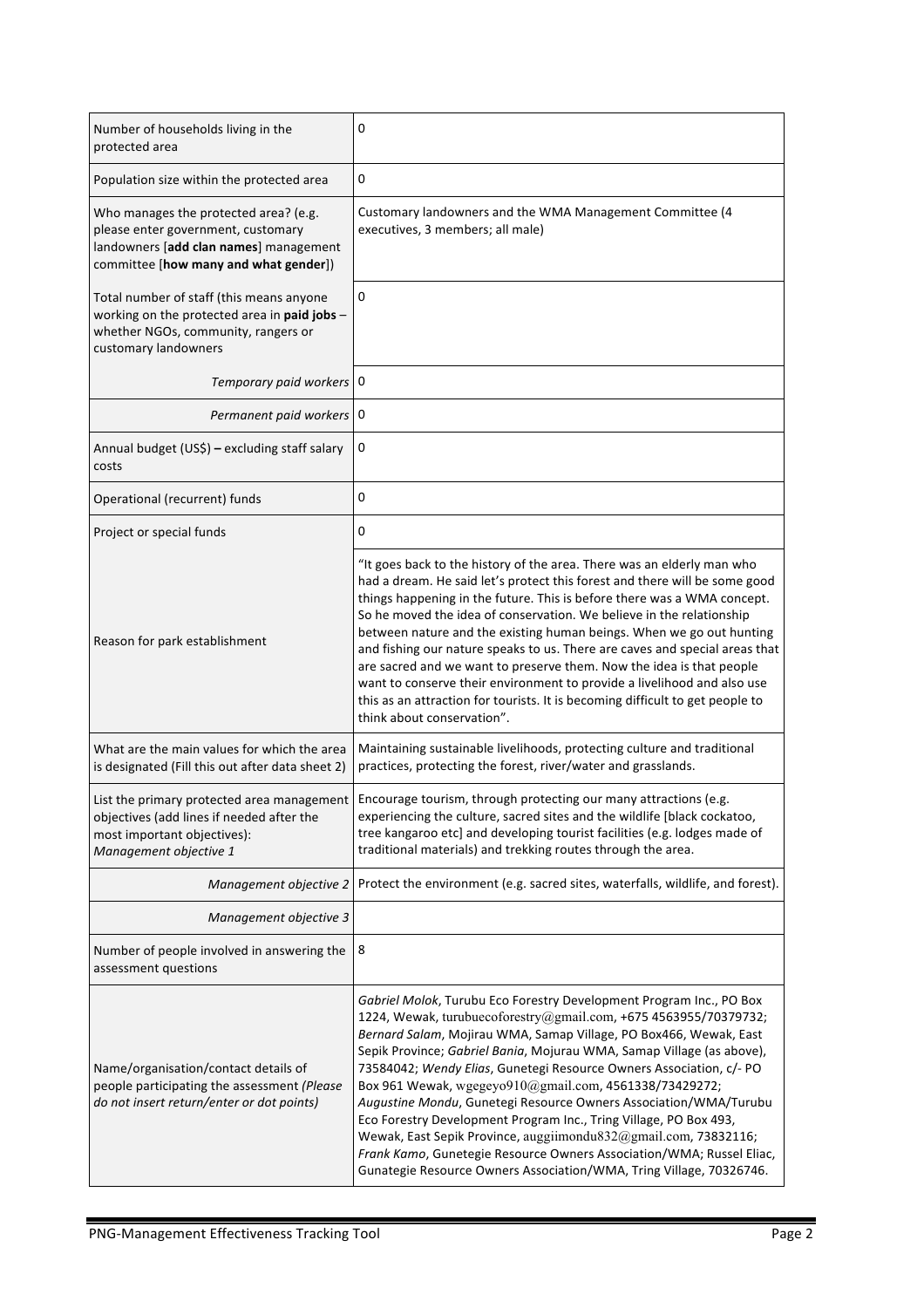| | |
|---|---|
| Number of households living in the protected area | 0 |
| Population size within the protected area | 0 |
| Who manages the protected area? (e.g. please enter government, customary landowners [**add clan names**] management committee [**how many and what gender**]) | Customary landowners and the WMA Management Committee (4 executives, 3 members; all male) |
| Total number of staff (this means anyone working on the protected area in **paid jobs** – whether NGOs, community, rangers or customary landowners | 0 |
| *Temporary paid workers* | 0 |
| *Permanent paid workers* | 0 |
| Annual budget (US$) **–** excluding staff salary costs | 0 |
| Operational (recurrent) funds | 0 |
| Project or special funds | 0 |
| Reason for park establishment | "It goes back to the history of the area. There was an elderly man who had a dream. He said let's protect this forest and there will be some good things happening in the future. This is before there was a WMA concept. So he moved the idea of conservation. We believe in the relationship between nature and the existing human beings. When we go out hunting and fishing our nature speaks to us. There are caves and special areas that are sacred and we want to preserve them. Now the idea is that people want to conserve their environment to provide a livelihood and also use this as an attraction for tourists. It is becoming difficult to get people to think about conservation". |
| What are the main values for which the area is designated (Fill this out after data sheet 2) | Maintaining sustainable livelihoods, protecting culture and traditional practices, protecting the forest, river/water and grasslands. |
| List the primary protected area management objectives (add lines if needed after the most important objectives): *Management objective 1* | Encourage tourism, through protecting our many attractions (e.g. experiencing the culture, sacred sites and the wildlife [black cockatoo, tree kangaroo etc] and developing tourist facilities (e.g. lodges made of traditional materials) and trekking routes through the area. |
| *Management objective 2* | Protect the environment (e.g. sacred sites, waterfalls, wildlife, and forest). |
| *Management objective 3* | |
| Number of people involved in answering the assessment questions | 8 |
| Name/organisation/contact details of people participating the assessment *(Please do not insert return/enter or dot points)* | *Gabriel Molok*, Turubu Eco Forestry Development Program Inc., PO Box 1224, Wewak, turubuecoforestry@gmail.com, +675 4563955/70379732; *Bernard Salam*, Mojirau WMA, Samap Village, PO Box466, Wewak, East Sepik Province; *Gabriel Bania*, Mojurau WMA, Samap Village (as above), 73584042; *Wendy Elias*, Gunetegi Resource Owners Association, c/- PO Box 961 Wewak, wgegeyo910@gmail.com, 4561338/73429272; *Augustine Mondu*, Gunetegi Resource Owners Association/WMA/Turubu Eco Forestry Development Program Inc., Tring Village, PO Box 493, Wewak, East Sepik Province, auggiimondu832@gmail.com, 73832116; *Frank Kamo*, Gunetegie Resource Owners Association/WMA; Russel Eliac, Gunategie Resource Owners Association/WMA, Tring Village, 70326746. |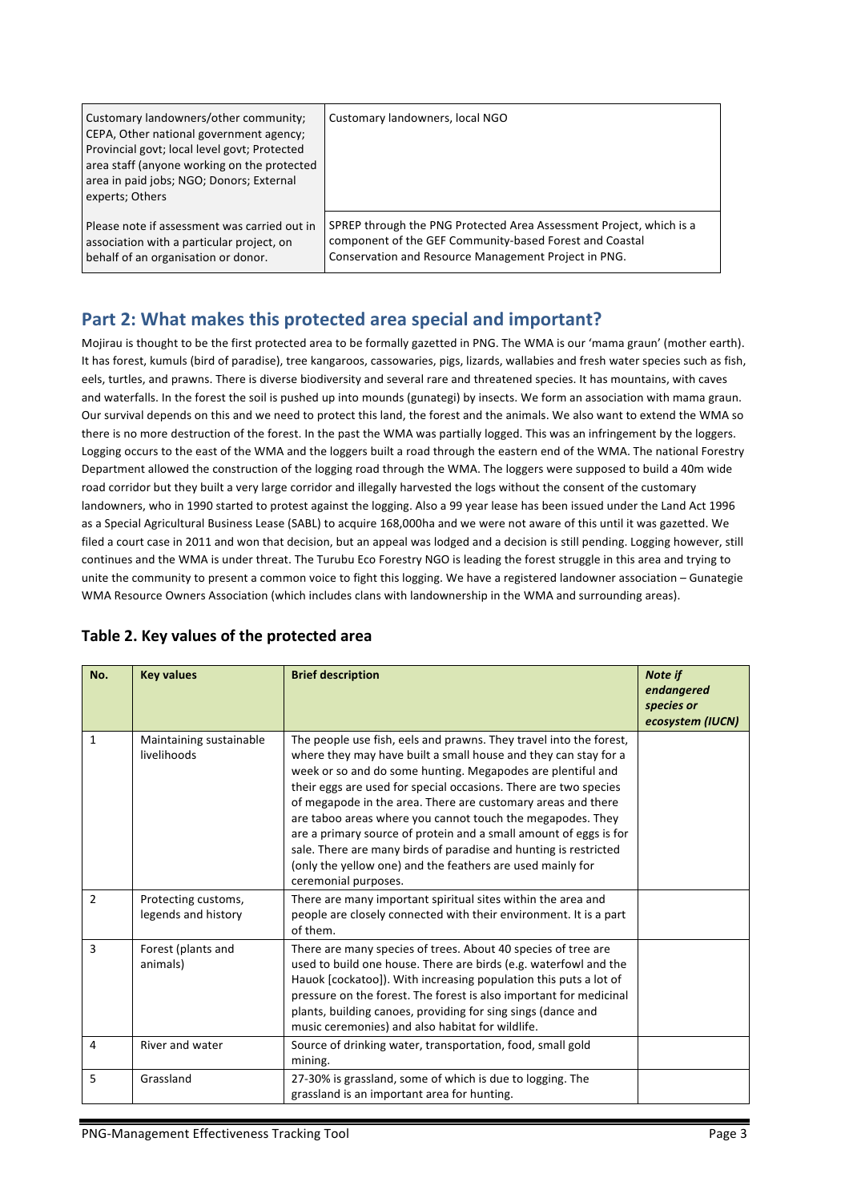| Customary landowners/other community; CEPA, Other national government agency; Provincial govt; local level govt; Protected area staff (anyone working on the protected area in paid jobs; NGO; Donors; External experts; Others | Customary landowners, local NGO |
|---|---|
| Please note if assessment was carried out in association with a particular project, on behalf of an organisation or donor. | SPREP through the PNG Protected Area Assessment Project, which is a component of the GEF Community-based Forest and Coastal Conservation and Resource Management Project in PNG. |

## Part 2: What makes this protected area special and important?

Mojirau is thought to be the first protected area to be formally gazetted in PNG. The WMA is our 'mama graun' (mother earth). It has forest, kumuls (bird of paradise), tree kangaroos, cassowaries, pigs, lizards, wallabies and fresh water species such as fish, eels, turtles, and prawns. There is diverse biodiversity and several rare and threatened species. It has mountains, with caves and waterfalls. In the forest the soil is pushed up into mounds (gunategi) by insects. We form an association with mama graun. Our survival depends on this and we need to protect this land, the forest and the animals. We also want to extend the WMA so there is no more destruction of the forest. In the past the WMA was partially logged. This was an infringement by the loggers. Logging occurs to the east of the WMA and the loggers built a road through the eastern end of the WMA. The national Forestry Department allowed the construction of the logging road through the WMA. The loggers were supposed to build a 40m wide road corridor but they built a very large corridor and illegally harvested the logs without the consent of the customary landowners, who in 1990 started to protest against the logging. Also a 99 year lease has been issued under the Land Act 1996 as a Special Agricultural Business Lease (SABL) to acquire 168,000ha and we were not aware of this until it was gazetted. We filed a court case in 2011 and won that decision, but an appeal was lodged and a decision is still pending. Logging however, still continues and the WMA is under threat. The Turubu Eco Forestry NGO is leading the forest struggle in this area and trying to unite the community to present a common voice to fight this logging. We have a registered landowner association – Gunategie WMA Resource Owners Association (which includes clans with landownership in the WMA and surrounding areas).

### Table 2. Key values of the protected area

| No. | Key values | Brief description | *Note if endangered species or ecosystem (IUCN)* |
|---|---|---|---|
| 1 | Maintaining sustainable livelihoods | The people use fish, eels and prawns. They travel into the forest, where they may have built a small house and they can stay for a week or so and do some hunting. Megapodes are plentiful and their eggs are used for special occasions. There are two species of megapode in the area. There are customary areas and there are taboo areas where you cannot touch the megapodes. They are a primary source of protein and a small amount of eggs is for sale. There are many birds of paradise and hunting is restricted (only the yellow one) and the feathers are used mainly for ceremonial purposes. | |
| 2 | Protecting customs, legends and history | There are many important spiritual sites within the area and people are closely connected with their environment. It is a part of them. | |
| 3 | Forest (plants and animals) | There are many species of trees. About 40 species of tree are used to build one house. There are birds (e.g. waterfowl and the Hauok [cockatoo]). With increasing population this puts a lot of pressure on the forest. The forest is also important for medicinal plants, building canoes, providing for sing sings (dance and music ceremonies) and also habitat for wildlife. | |
| 4 | River and water | Source of drinking water, transportation, food, small gold mining. | |
| 5 | Grassland | 27-30% is grassland, some of which is due to logging. The grassland is an important area for hunting. | |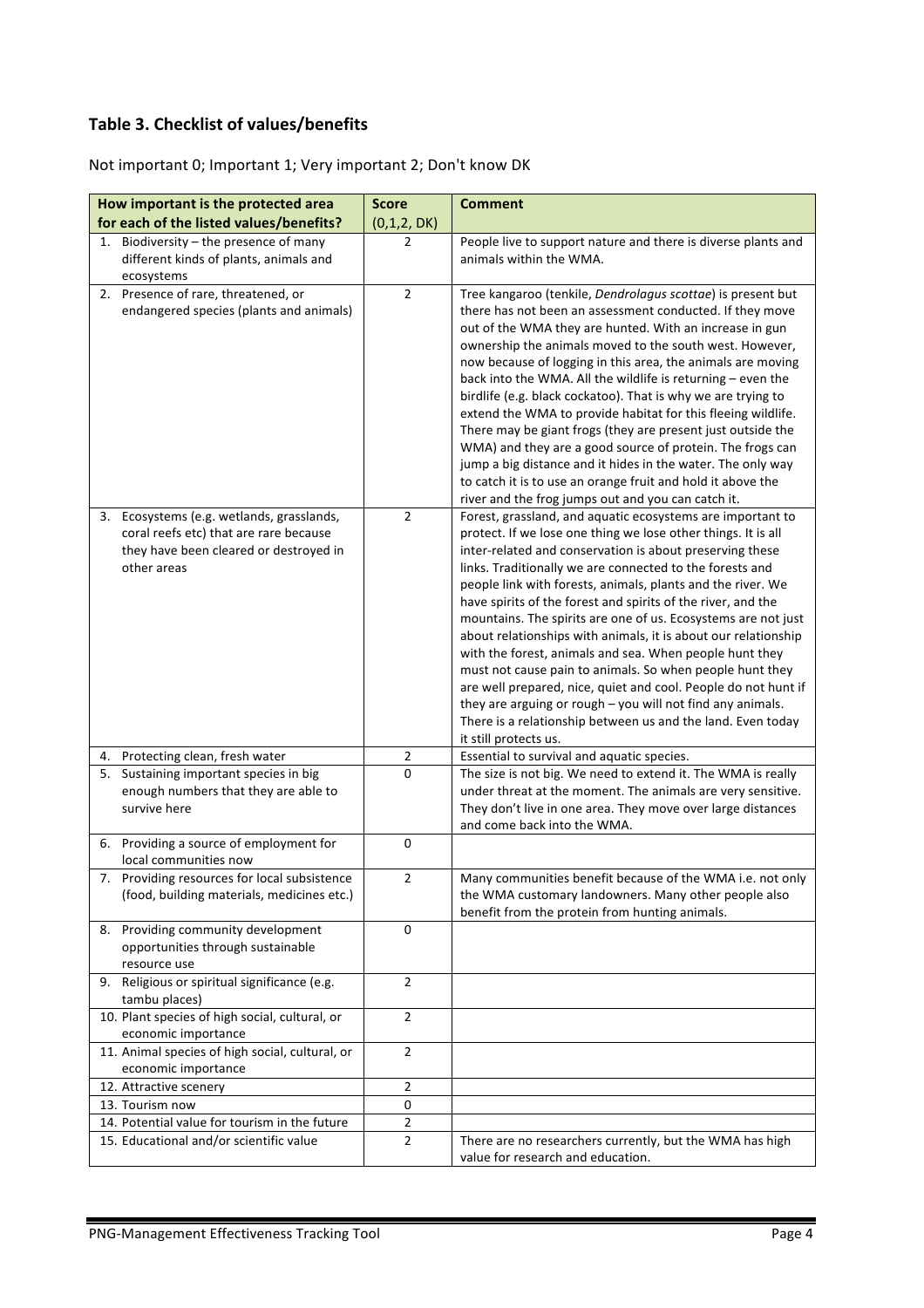## Table 3. Checklist of values/benefits

Not important 0; Important 1; Very important 2; Don't know DK

| How important is the protected area for each of the listed values/benefits? | Score (0,1,2, DK) | Comment |
|---|---|---|
| 1. Biodiversity – the presence of many different kinds of plants, animals and ecosystems | 2 | People live to support nature and there is diverse plants and animals within the WMA. |
| 2. Presence of rare, threatened, or endangered species (plants and animals) | 2 | Tree kangaroo (tenkile, *Dendrolagus scottae*) is present but there has not been an assessment conducted. If they move out of the WMA they are hunted. With an increase in gun ownership the animals moved to the south west. However, now because of logging in this area, the animals are moving back into the WMA. All the wildlife is returning – even the birdlife (e.g. black cockatoo). That is why we are trying to extend the WMA to provide habitat for this fleeing wildlife. There may be giant frogs (they are present just outside the WMA) and they are a good source of protein. The frogs can jump a big distance and it hides in the water. The only way to catch it is to use an orange fruit and hold it above the river and the frog jumps out and you can catch it. |
| 3. Ecosystems (e.g. wetlands, grasslands, coral reefs etc) that are rare because they have been cleared or destroyed in other areas | 2 | Forest, grassland, and aquatic ecosystems are important to protect. If we lose one thing we lose other things. It is all inter-related and conservation is about preserving these links. Traditionally we are connected to the forests and people link with forests, animals, plants and the river. We have spirits of the forest and spirits of the river, and the mountains. The spirits are one of us. Ecosystems are not just about relationships with animals, it is about our relationship with the forest, animals and sea. When people hunt they must not cause pain to animals. So when people hunt they are well prepared, nice, quiet and cool. People do not hunt if they are arguing or rough – you will not find any animals. There is a relationship between us and the land. Even today it still protects us. |
| 4. Protecting clean, fresh water | 2 | Essential to survival and aquatic species. |
| 5. Sustaining important species in big enough numbers that they are able to survive here | 0 | The size is not big. We need to extend it. The WMA is really under threat at the moment. The animals are very sensitive. They don't live in one area. They move over large distances and come back into the WMA. |
| 6. Providing a source of employment for local communities now | 0 | |
| 7. Providing resources for local subsistence (food, building materials, medicines etc.) | 2 | Many communities benefit because of the WMA i.e. not only the WMA customary landowners. Many other people also benefit from the protein from hunting animals. |
| 8. Providing community development opportunities through sustainable resource use | 0 | |
| 9. Religious or spiritual significance (e.g. tambu places) | 2 | |
| 10. Plant species of high social, cultural, or economic importance | 2 | |
| 11. Animal species of high social, cultural, or economic importance | 2 | |
| 12. Attractive scenery | 2 | |
| 13. Tourism now | 0 | |
| 14. Potential value for tourism in the future | 2 | |
| 15. Educational and/or scientific value | 2 | There are no researchers currently, but the WMA has high value for research and education. |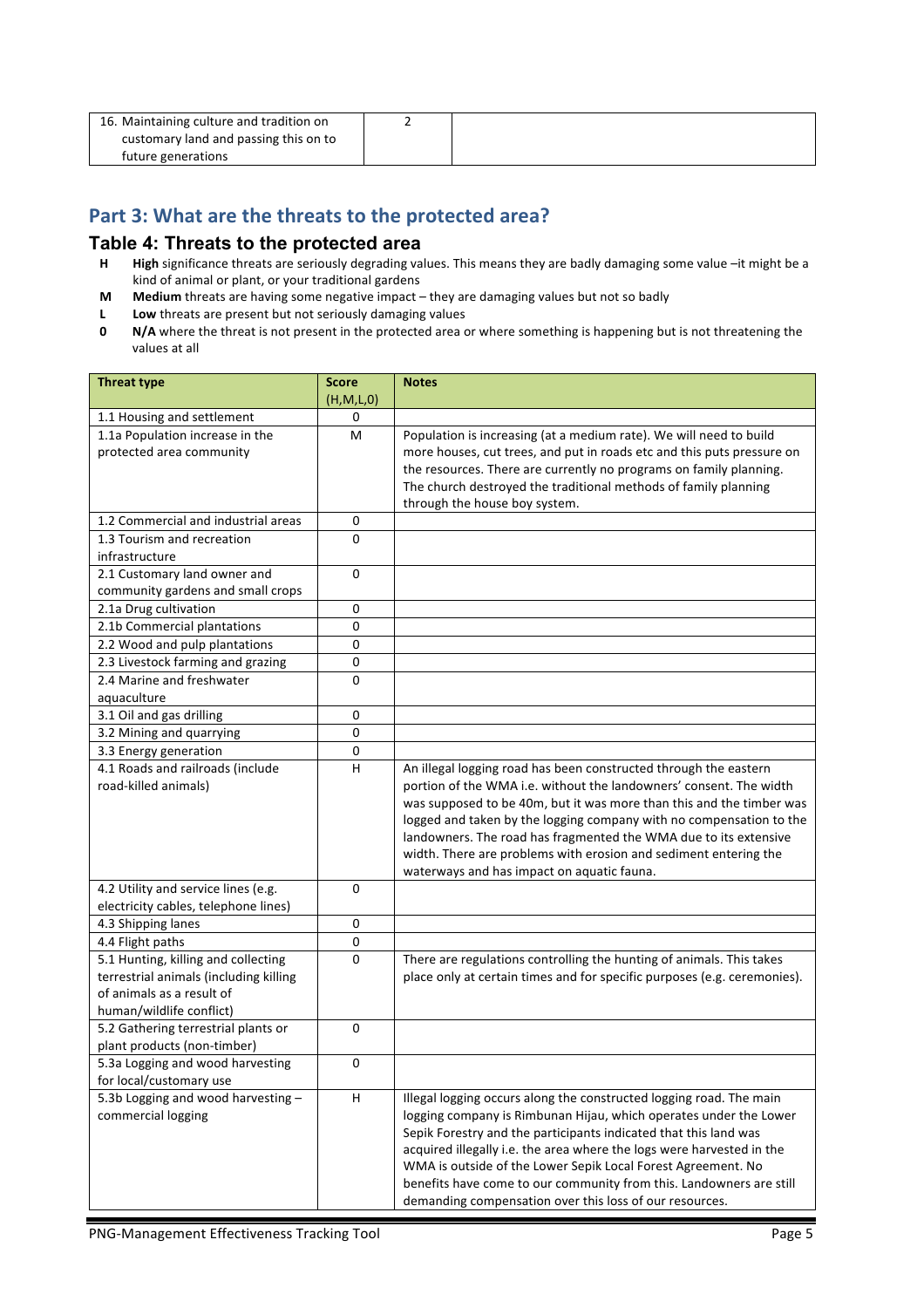| 16. Maintaining culture and tradition on customary land and passing this on to future generations | 2 | |
|---|---|---|

## Part 3: What are the threats to the protected area?

### Table 4: Threats to the protected area

- **H** **High** significance threats are seriously degrading values. This means they are badly damaging some value –it might be a kind of animal or plant, or your traditional gardens
- **M** **Medium** threats are having some negative impact – they are damaging values but not so badly
- **L** **Low** threats are present but not seriously damaging values
- **0** **N/A** where the threat is not present in the protected area or where something is happening but is not threatening the values at all

| Threat type | Score (H,M,L,0) | Notes |
|---|---|---|
| 1.1 Housing and settlement | 0 | |
| 1.1a Population increase in the protected area community | M | Population is increasing (at a medium rate). We will need to build more houses, cut trees, and put in roads etc and this puts pressure on the resources. There are currently no programs on family planning. The church destroyed the traditional methods of family planning through the house boy system. |
| 1.2 Commercial and industrial areas | 0 | |
| 1.3 Tourism and recreation infrastructure | 0 | |
| 2.1 Customary land owner and community gardens and small crops | 0 | |
| 2.1a Drug cultivation | 0 | |
| 2.1b Commercial plantations | 0 | |
| 2.2 Wood and pulp plantations | 0 | |
| 2.3 Livestock farming and grazing | 0 | |
| 2.4 Marine and freshwater aquaculture | 0 | |
| 3.1 Oil and gas drilling | 0 | |
| 3.2 Mining and quarrying | 0 | |
| 3.3 Energy generation | 0 | |
| 4.1 Roads and railroads (include road-killed animals) | H | An illegal logging road has been constructed through the eastern portion of the WMA i.e. without the landowners' consent. The width was supposed to be 40m, but it was more than this and the timber was logged and taken by the logging company with no compensation to the landowners. The road has fragmented the WMA due to its extensive width. There are problems with erosion and sediment entering the waterways and has impact on aquatic fauna. |
| 4.2 Utility and service lines (e.g. electricity cables, telephone lines) | 0 | |
| 4.3 Shipping lanes | 0 | |
| 4.4 Flight paths | 0 | |
| 5.1 Hunting, killing and collecting terrestrial animals (including killing of animals as a result of human/wildlife conflict) | 0 | There are regulations controlling the hunting of animals. This takes place only at certain times and for specific purposes (e.g. ceremonies). |
| 5.2 Gathering terrestrial plants or plant products (non-timber) | 0 | |
| 5.3a Logging and wood harvesting for local/customary use | 0 | |
| 5.3b Logging and wood harvesting – commercial logging | H | Illegal logging occurs along the constructed logging road. The main logging company is Rimbunan Hijau, which operates under the Lower Sepik Forestry and the participants indicated that this land was acquired illegally i.e. the area where the logs were harvested in the WMA is outside of the Lower Sepik Local Forest Agreement. No benefits have come to our community from this. Landowners are still demanding compensation over this loss of our resources. |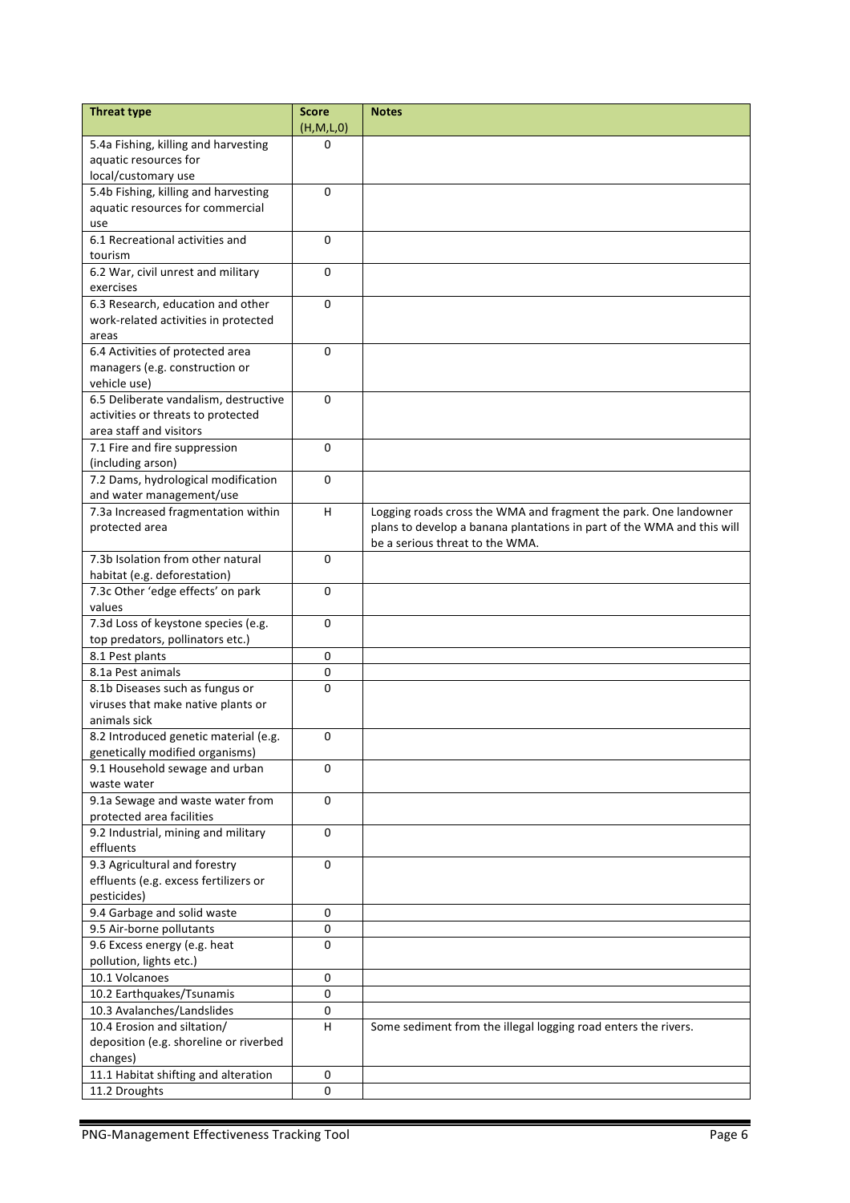| Threat type | Score (H,M,L,0) | Notes |
|---|---|---|
| 5.4a Fishing, killing and harvesting aquatic resources for local/customary use | 0 | |
| 5.4b Fishing, killing and harvesting aquatic resources for commercial use | 0 | |
| 6.1 Recreational activities and tourism | 0 | |
| 6.2 War, civil unrest and military exercises | 0 | |
| 6.3 Research, education and other work-related activities in protected areas | 0 | |
| 6.4 Activities of protected area managers (e.g. construction or vehicle use) | 0 | |
| 6.5 Deliberate vandalism, destructive activities or threats to protected area staff and visitors | 0 | |
| 7.1 Fire and fire suppression (including arson) | 0 | |
| 7.2 Dams, hydrological modification and water management/use | 0 | |
| 7.3a Increased fragmentation within protected area | H | Logging roads cross the WMA and fragment the park. One landowner plans to develop a banana plantations in part of the WMA and this will be a serious threat to the WMA. |
| 7.3b Isolation from other natural habitat (e.g. deforestation) | 0 | |
| 7.3c Other 'edge effects' on park values | 0 | |
| 7.3d Loss of keystone species (e.g. top predators, pollinators etc.) | 0 | |
| 8.1 Pest plants | 0 | |
| 8.1a Pest animals | 0 | |
| 8.1b Diseases such as fungus or viruses that make native plants or animals sick | 0 | |
| 8.2 Introduced genetic material (e.g. genetically modified organisms) | 0 | |
| 9.1 Household sewage and urban waste water | 0 | |
| 9.1a Sewage and waste water from protected area facilities | 0 | |
| 9.2 Industrial, mining and military effluents | 0 | |
| 9.3 Agricultural and forestry effluents (e.g. excess fertilizers or pesticides) | 0 | |
| 9.4 Garbage and solid waste | 0 | |
| 9.5 Air-borne pollutants | 0 | |
| 9.6 Excess energy (e.g. heat pollution, lights etc.) | 0 | |
| 10.1 Volcanoes | 0 | |
| 10.2 Earthquakes/Tsunamis | 0 | |
| 10.3 Avalanches/Landslides | 0 | |
| 10.4 Erosion and siltation/ deposition (e.g. shoreline or riverbed changes) | H | Some sediment from the illegal logging road enters the rivers. |
| 11.1 Habitat shifting and alteration | 0 | |
| 11.2 Droughts | 0 | |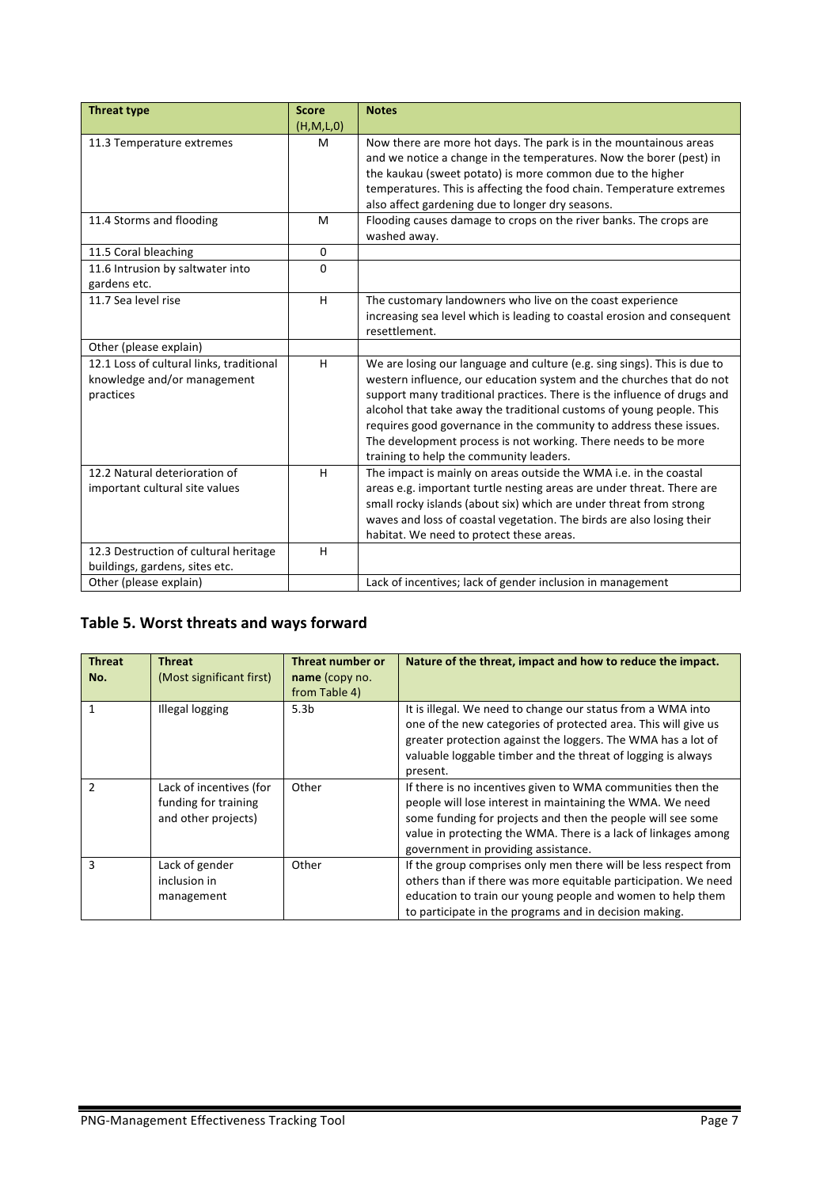| Threat type | Score (H,M,L,0) | Notes |
|---|---|---|
| 11.3 Temperature extremes | M | Now there are more hot days. The park is in the mountainous areas and we notice a change in the temperatures. Now the borer (pest) in the kaukau (sweet potato) is more common due to the higher temperatures. This is affecting the food chain. Temperature extremes also affect gardening due to longer dry seasons. |
| 11.4 Storms and flooding | M | Flooding causes damage to crops on the river banks. The crops are washed away. |
| 11.5 Coral bleaching | 0 | |
| 11.6 Intrusion by saltwater into gardens etc. | 0 | |
| 11.7 Sea level rise | H | The customary landowners who live on the coast experience increasing sea level which is leading to coastal erosion and consequent resettlement. |
| Other (please explain) | | |
| 12.1 Loss of cultural links, traditional knowledge and/or management practices | H | We are losing our language and culture (e.g. sing sings). This is due to western influence, our education system and the churches that do not support many traditional practices. There is the influence of drugs and alcohol that take away the traditional customs of young people. This requires good governance in the community to address these issues. The development process is not working. There needs to be more training to help the community leaders. |
| 12.2 Natural deterioration of important cultural site values | H | The impact is mainly on areas outside the WMA i.e. in the coastal areas e.g. important turtle nesting areas are under threat. There are small rocky islands (about six) which are under threat from strong waves and loss of coastal vegetation. The birds are also losing their habitat. We need to protect these areas. |
| 12.3 Destruction of cultural heritage buildings, gardens, sites etc. | H | |
| Other (please explain) | | Lack of incentives; lack of gender inclusion in management |

## Table 5. Worst threats and ways forward

| Threat No. | Threat (Most significant first) | Threat number or **name** (copy no. from Table 4) | Nature of the threat, impact and how to reduce the impact. |
|---|---|---|---|
| 1 | Illegal logging | 5.3b | It is illegal. We need to change our status from a WMA into one of the new categories of protected area. This will give us greater protection against the loggers. The WMA has a lot of valuable loggable timber and the threat of logging is always present. |
| 2 | Lack of incentives (for funding for training and other projects) | Other | If there is no incentives given to WMA communities then the people will lose interest in maintaining the WMA. We need some funding for projects and then the people will see some value in protecting the WMA. There is a lack of linkages among government in providing assistance. |
| 3 | Lack of gender inclusion in management | Other | If the group comprises only men there will be less respect from others than if there was more equitable participation. We need education to train our young people and women to help them to participate in the programs and in decision making. |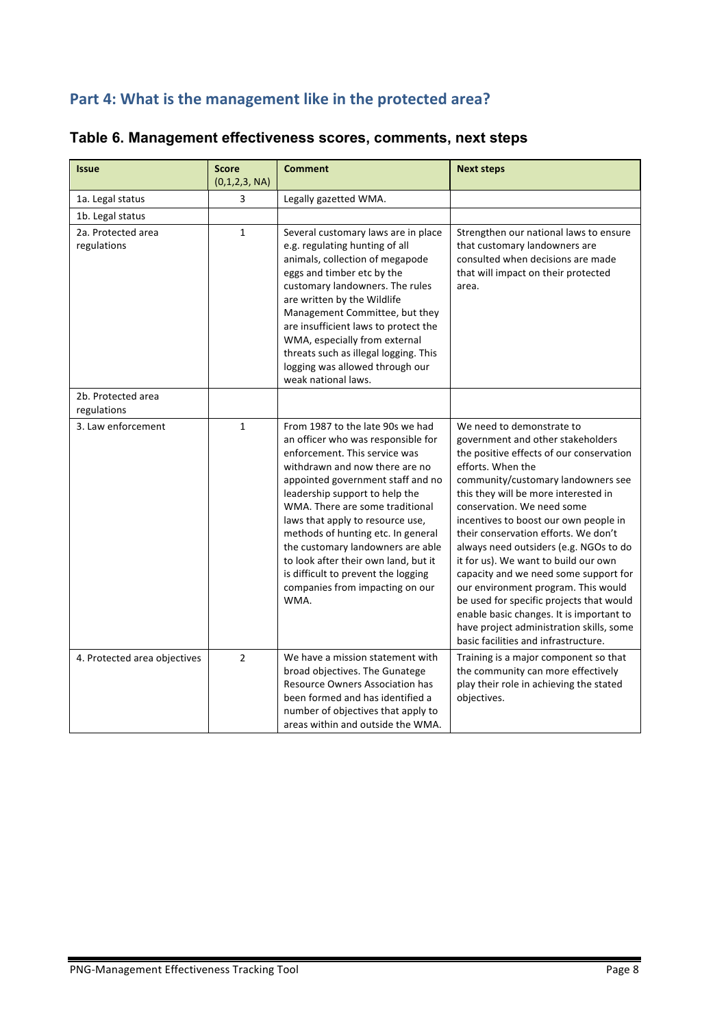## Part 4: What is the management like in the protected area?

### Table 6. Management effectiveness scores, comments, next steps

| Issue | Score (0,1,2,3, NA) | Comment | Next steps |
|---|---|---|---|
| 1a. Legal status | 3 | Legally gazetted WMA. | |
| 1b. Legal status | | | |
| 2a. Protected area regulations | 1 | Several customary laws are in place e.g. regulating hunting of all animals, collection of megapode eggs and timber etc by the customary landowners. The rules are written by the Wildlife Management Committee, but they are insufficient laws to protect the WMA, especially from external threats such as illegal logging. This logging was allowed through our weak national laws. | Strengthen our national laws to ensure that customary landowners are consulted when decisions are made that will impact on their protected area. |
| 2b. Protected area regulations | | | |
| 3. Law enforcement | 1 | From 1987 to the late 90s we had an officer who was responsible for enforcement. This service was withdrawn and now there are no appointed government staff and no leadership support to help the WMA. There are some traditional laws that apply to resource use, methods of hunting etc. In general the customary landowners are able to look after their own land, but it is difficult to prevent the logging companies from impacting on our WMA. | We need to demonstrate to government and other stakeholders the positive effects of our conservation efforts. When the community/customary landowners see this they will be more interested in conservation. We need some incentives to boost our own people in their conservation efforts. We don't always need outsiders (e.g. NGOs to do it for us). We want to build our own capacity and we need some support for our environment program. This would be used for specific projects that would enable basic changes. It is important to have project administration skills, some basic facilities and infrastructure. |
| 4. Protected area objectives | 2 | We have a mission statement with broad objectives. The Gunatege Resource Owners Association has been formed and has identified a number of objectives that apply to areas within and outside the WMA. | Training is a major component so that the community can more effectively play their role in achieving the stated objectives. |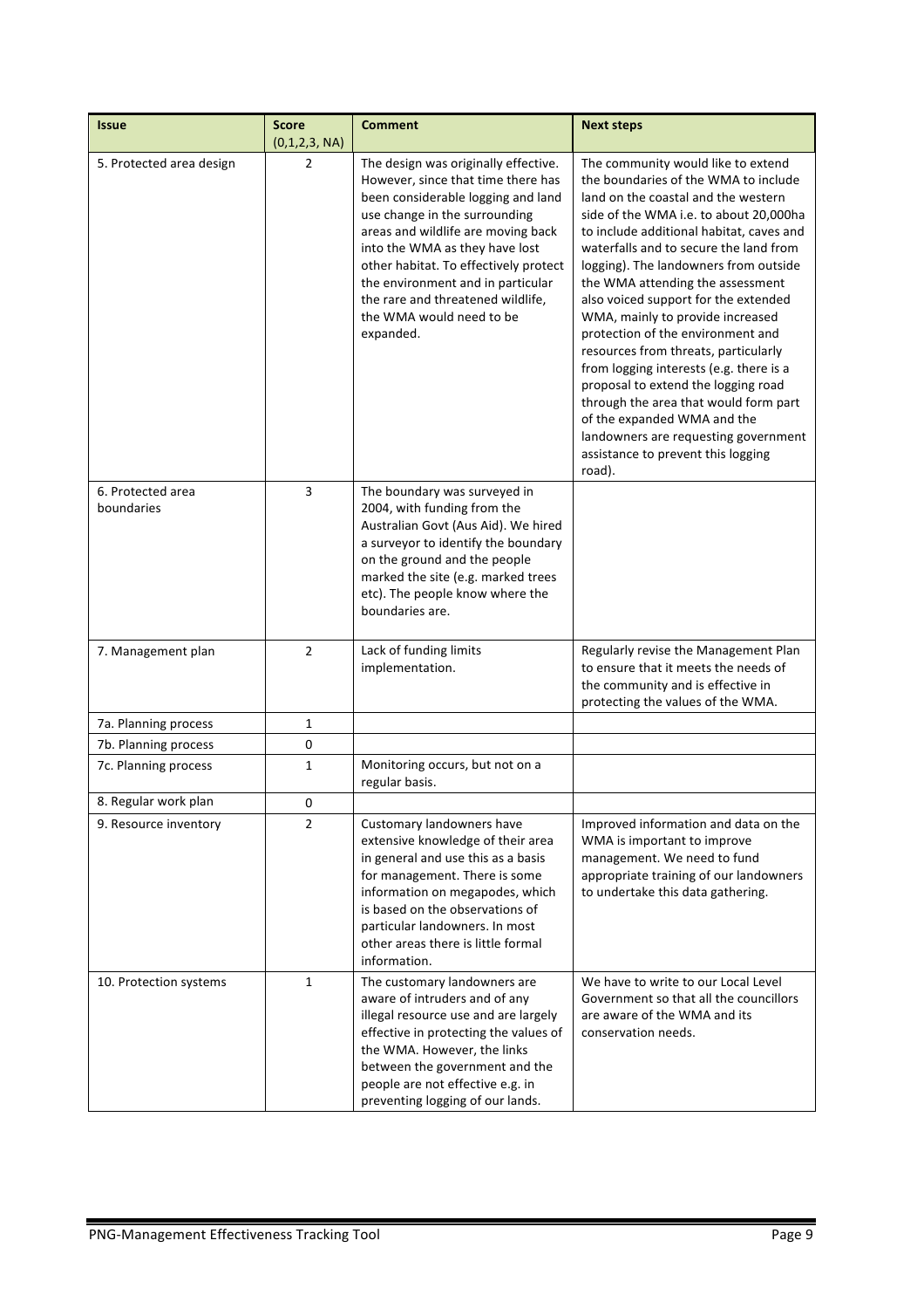| Issue | Score (0,1,2,3, NA) | Comment | Next steps |
|---|---|---|---|
| 5. Protected area design | 2 | The design was originally effective. However, since that time there has been considerable logging and land use change in the surrounding areas and wildlife are moving back into the WMA as they have lost other habitat. To effectively protect the environment and in particular the rare and threatened wildlife, the WMA would need to be expanded. | The community would like to extend the boundaries of the WMA to include land on the coastal and the western side of the WMA i.e. to about 20,000ha to include additional habitat, caves and waterfalls and to secure the land from logging). The landowners from outside the WMA attending the assessment also voiced support for the extended WMA, mainly to provide increased protection of the environment and resources from threats, particularly from logging interests (e.g. there is a proposal to extend the logging road through the area that would form part of the expanded WMA and the landowners are requesting government assistance to prevent this logging road). |
| 6. Protected area boundaries | 3 | The boundary was surveyed in 2004, with funding from the Australian Govt (Aus Aid). We hired a surveyor to identify the boundary on the ground and the people marked the site (e.g. marked trees etc). The people know where the boundaries are. | |
| 7. Management plan | 2 | Lack of funding limits implementation. | Regularly revise the Management Plan to ensure that it meets the needs of the community and is effective in protecting the values of the WMA. |
| 7a. Planning process | 1 | | |
| 7b. Planning process | 0 | | |
| 7c. Planning process | 1 | Monitoring occurs, but not on a regular basis. | |
| 8. Regular work plan | 0 | | |
| 9. Resource inventory | 2 | Customary landowners have extensive knowledge of their area in general and use this as a basis for management. There is some information on megapodes, which is based on the observations of particular landowners. In most other areas there is little formal information. | Improved information and data on the WMA is important to improve management. We need to fund appropriate training of our landowners to undertake this data gathering. |
| 10. Protection systems | 1 | The customary landowners are aware of intruders and of any illegal resource use and are largely effective in protecting the values of the WMA. However, the links between the government and the people are not effective e.g. in preventing logging of our lands. | We have to write to our Local Level Government so that all the councillors are aware of the WMA and its conservation needs. |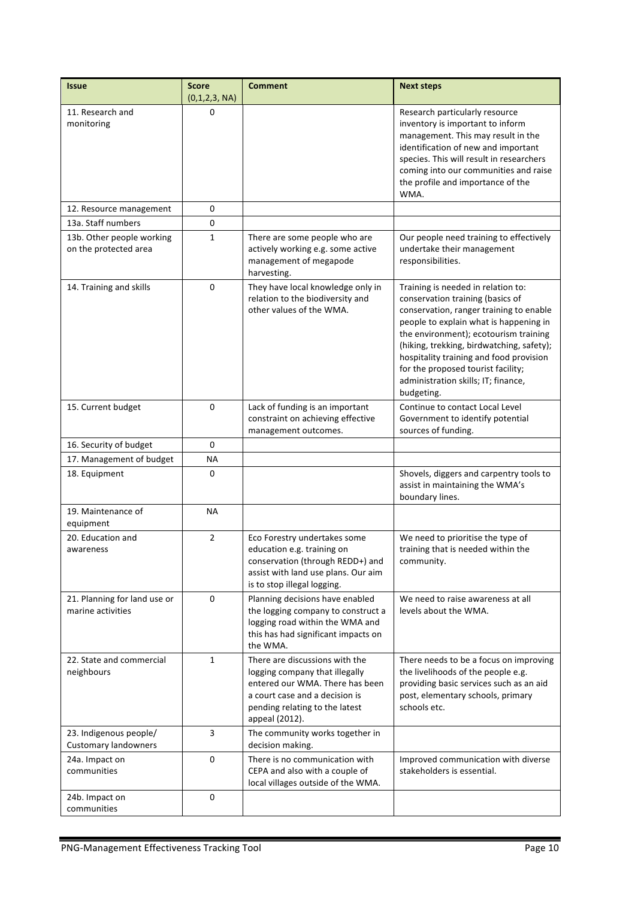| Issue | Score (0,1,2,3, NA) | Comment | Next steps |
|---|---|---|---|
| 11. Research and monitoring | 0 | | Research particularly resource inventory is important to inform management. This may result in the identification of new and important species. This will result in researchers coming into our communities and raise the profile and importance of the WMA. |
| 12. Resource management | 0 | | |
| 13a. Staff numbers | 0 | | |
| 13b. Other people working on the protected area | 1 | There are some people who are actively working e.g. some active management of megapode harvesting. | Our people need training to effectively undertake their management responsibilities. |
| 14. Training and skills | 0 | They have local knowledge only in relation to the biodiversity and other values of the WMA. | Training is needed in relation to: conservation training (basics of conservation, ranger training to enable people to explain what is happening in the environment); ecotourism training (hiking, trekking, birdwatching, safety); hospitality training and food provision for the proposed tourist facility; administration skills; IT; finance, budgeting. |
| 15. Current budget | 0 | Lack of funding is an important constraint on achieving effective management outcomes. | Continue to contact Local Level Government to identify potential sources of funding. |
| 16. Security of budget | 0 | | |
| 17. Management of budget | NA | | |
| 18. Equipment | 0 | | Shovels, diggers and carpentry tools to assist in maintaining the WMA's boundary lines. |
| 19. Maintenance of equipment | NA | | |
| 20. Education and awareness | 2 | Eco Forestry undertakes some education e.g. training on conservation (through REDD+) and assist with land use plans. Our aim is to stop illegal logging. | We need to prioritise the type of training that is needed within the community. |
| 21. Planning for land use or marine activities | 0 | Planning decisions have enabled the logging company to construct a logging road within the WMA and this has had significant impacts on the WMA. | We need to raise awareness at all levels about the WMA. |
| 22. State and commercial neighbours | 1 | There are discussions with the logging company that illegally entered our WMA. There has been a court case and a decision is pending relating to the latest appeal (2012). | There needs to be a focus on improving the livelihoods of the people e.g. providing basic services such as an aid post, elementary schools, primary schools etc. |
| 23. Indigenous people/ Customary landowners | 3 | The community works together in decision making. | |
| 24a. Impact on communities | 0 | There is no communication with CEPA and also with a couple of local villages outside of the WMA. | Improved communication with diverse stakeholders is essential. |
| 24b. Impact on communities | 0 | | |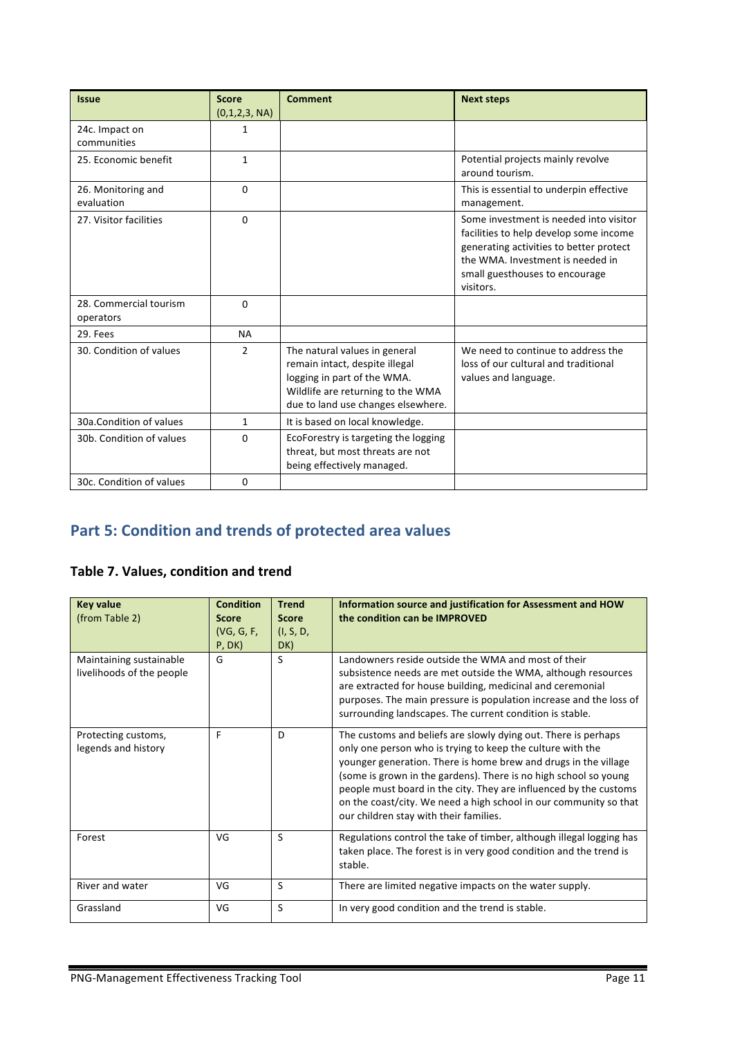| Issue | Score (0,1,2,3, NA) | Comment | Next steps |
| --- | --- | --- | --- |
| 24c. Impact on communities | 1 | | |
| 25. Economic benefit | 1 | | Potential projects mainly revolve around tourism. |
| 26. Monitoring and evaluation | 0 | | This is essential to underpin effective management. |
| 27. Visitor facilities | 0 | | Some investment is needed into visitor facilities to help develop some income generating activities to better protect the WMA. Investment is needed in small guesthouses to encourage visitors. |
| 28. Commercial tourism operators | 0 | | |
| 29. Fees | NA | | |
| 30. Condition of values | 2 | The natural values in general remain intact, despite illegal logging in part of the WMA. Wildlife are returning to the WMA due to land use changes elsewhere. | We need to continue to address the loss of our cultural and traditional values and language. |
| 30a.Condition of values | 1 | It is based on local knowledge. | |
| 30b. Condition of values | 0 | EcoForestry is targeting the logging threat, but most threats are not being effectively managed. | |
| 30c. Condition of values | 0 | | |

## Part 5: Condition and trends of protected area values

### Table 7. Values, condition and trend

| Key value (from Table 2) | Condition Score (VG, G, F, P, DK) | Trend Score (I, S, D, DK) | Information source and justification for Assessment and HOW the condition can be IMPROVED |
| --- | --- | --- | --- |
| Maintaining sustainable livelihoods of the people | G | S | Landowners reside outside the WMA and most of their subsistence needs are met outside the WMA, although resources are extracted for house building, medicinal and ceremonial purposes. The main pressure is population increase and the loss of surrounding landscapes. The current condition is stable. |
| Protecting customs, legends and history | F | D | The customs and beliefs are slowly dying out. There is perhaps only one person who is trying to keep the culture with the younger generation. There is home brew and drugs in the village (some is grown in the gardens). There is no high school so young people must board in the city. They are influenced by the customs on the coast/city. We need a high school in our community so that our children stay with their families. |
| Forest | VG | S | Regulations control the take of timber, although illegal logging has taken place. The forest is in very good condition and the trend is stable. |
| River and water | VG | S | There are limited negative impacts on the water supply. |
| Grassland | VG | S | In very good condition and the trend is stable. |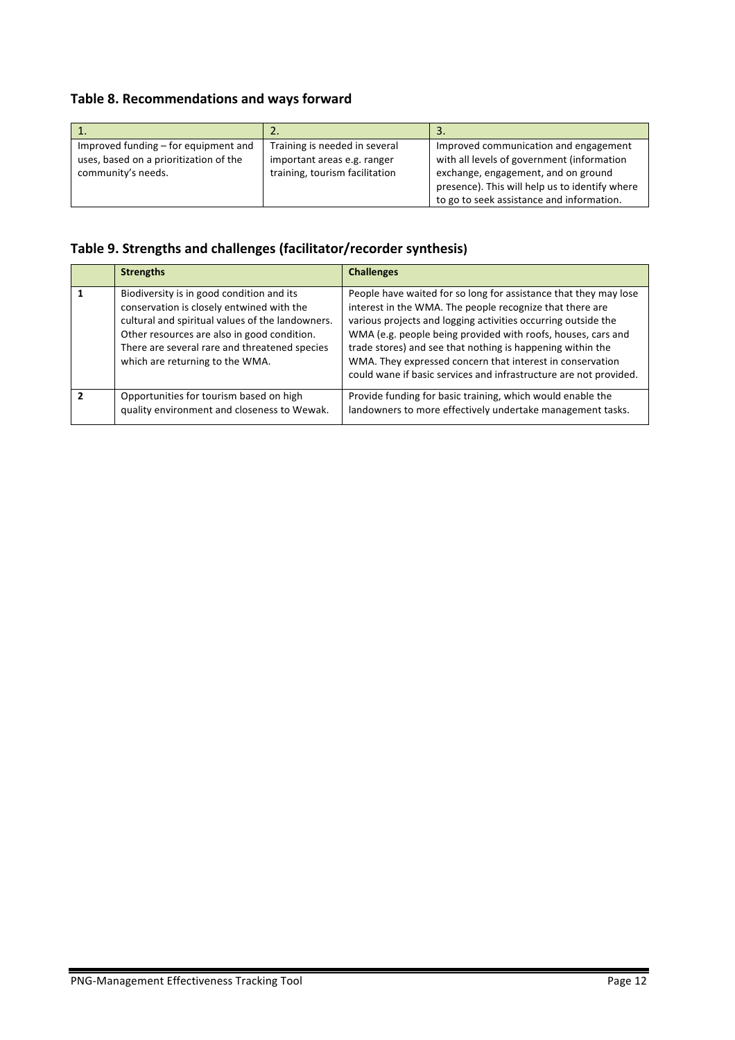## Table 8. Recommendations and ways forward

| 1. | 2. | 3. |
|---|---|---|
| Improved funding – for equipment and uses, based on a prioritization of the community's needs. | Training is needed in several important areas e.g. ranger training, tourism facilitation | Improved communication and engagement with all levels of government (information exchange, engagement, and on ground presence). This will help us to identify where to go to seek assistance and information. |

## Table 9. Strengths and challenges (facilitator/recorder synthesis)

| | **Strengths** | **Challenges** |
|---|---|---|
| **1** | Biodiversity is in good condition and its conservation is closely entwined with the cultural and spiritual values of the landowners. Other resources are also in good condition. There are several rare and threatened species which are returning to the WMA. | People have waited for so long for assistance that they may lose interest in the WMA. The people recognize that there are various projects and logging activities occurring outside the WMA (e.g. people being provided with roofs, houses, cars and trade stores) and see that nothing is happening within the WMA. They expressed concern that interest in conservation could wane if basic services and infrastructure are not provided. |
| **2** | Opportunities for tourism based on high quality environment and closeness to Wewak. | Provide funding for basic training, which would enable the landowners to more effectively undertake management tasks. |